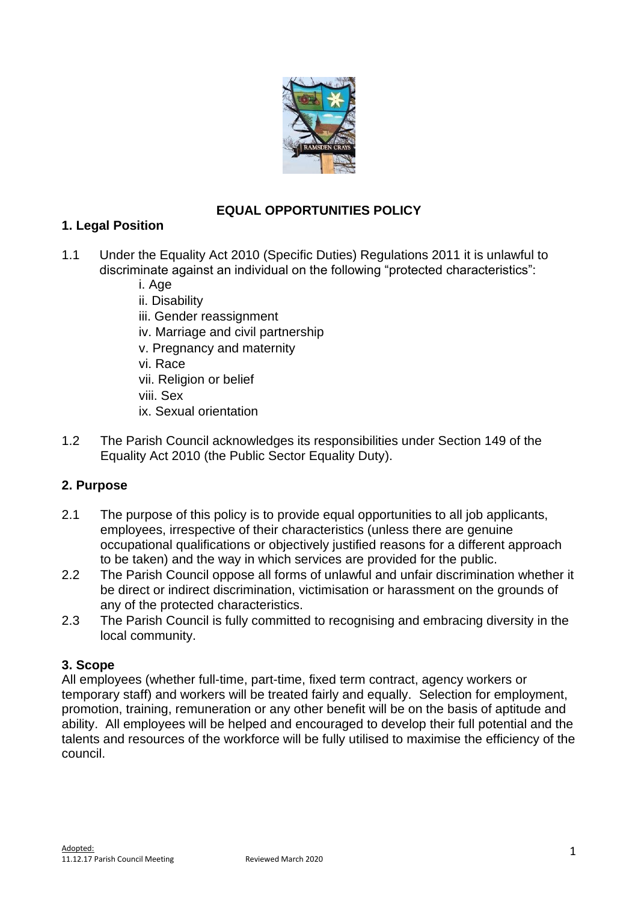# EQUAL OPPORTUNITIES POLICY

## 1. Legal Position

1.1 Under the Equality Act 2010 (Specific Duties) Regulations 2011 it is unlawful to discriminate against an individual on the following "protected characteristics":

i. Age
ii. Disability
iii. Gender reassignment
iv. Marriage and civil partnership
v. Pregnancy and maternity
vi. Race
vii. Religion or belief
viii. Sex
ix. Sexual orientation

1.2 The Parish Council acknowledges its responsibilities under Section 149 of the Equality Act 2010 (the Public Sector Equality Duty).

## 2. Purpose

2.1 The purpose of this policy is to provide equal opportunities to all job applicants, employees, irrespective of their characteristics (unless there are genuine occupational qualifications or objectively justified reasons for a different approach to be taken) and the way in which services are provided for the public.

2.2 The Parish Council oppose all forms of unlawful and unfair discrimination whether it be direct or indirect discrimination, victimisation or harassment on the grounds of any of the protected characteristics.

2.3 The Parish Council is fully committed to recognising and embracing diversity in the local community.

## 3. Scope

All employees (whether full-time, part-time, fixed term contract, agency workers or temporary staff) and workers will be treated fairly and equally. Selection for employment, promotion, training, remuneration or any other benefit will be on the basis of aptitude and ability. All employees will be helped and encouraged to develop their full potential and the talents and resources of the workforce will be fully utilised to maximise the efficiency of the council.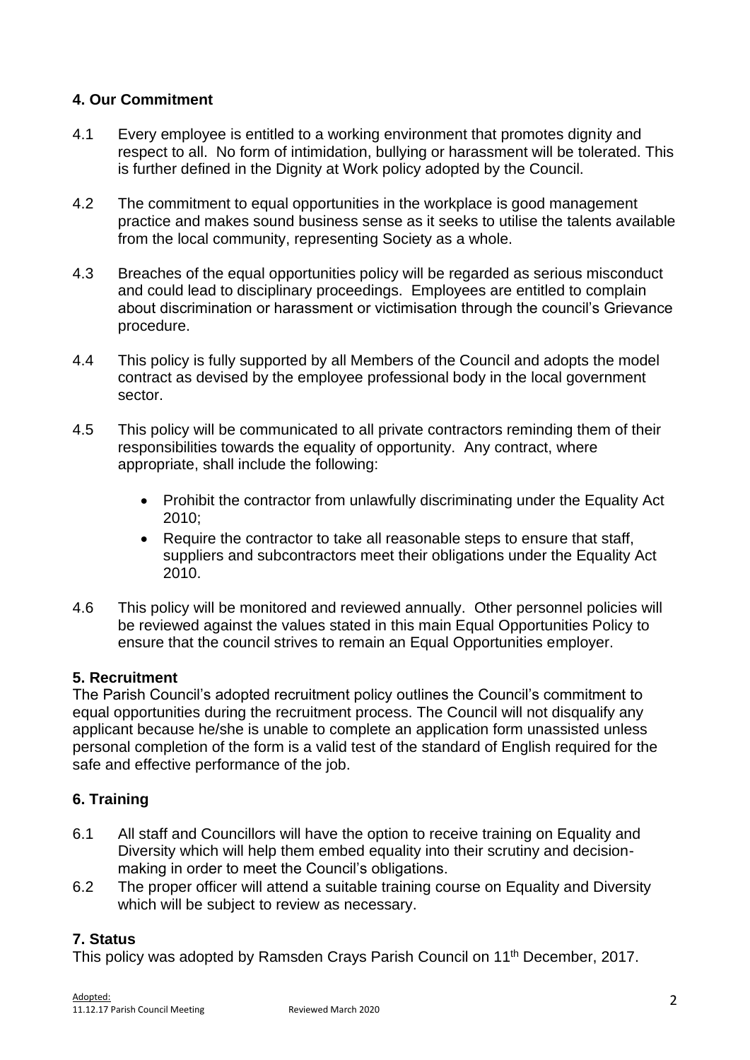## 4. Our Commitment

4.1 Every employee is entitled to a working environment that promotes dignity and respect to all. No form of intimidation, bullying or harassment will be tolerated. This is further defined in the Dignity at Work policy adopted by the Council.

4.2 The commitment to equal opportunities in the workplace is good management practice and makes sound business sense as it seeks to utilise the talents available from the local community, representing Society as a whole.

4.3 Breaches of the equal opportunities policy will be regarded as serious misconduct and could lead to disciplinary proceedings. Employees are entitled to complain about discrimination or harassment or victimisation through the council's Grievance procedure.

4.4 This policy is fully supported by all Members of the Council and adopts the model contract as devised by the employee professional body in the local government sector.

4.5 This policy will be communicated to all private contractors reminding them of their responsibilities towards the equality of opportunity. Any contract, where appropriate, shall include the following:

- Prohibit the contractor from unlawfully discriminating under the Equality Act 2010;
- Require the contractor to take all reasonable steps to ensure that staff, suppliers and subcontractors meet their obligations under the Equality Act 2010.

4.6 This policy will be monitored and reviewed annually. Other personnel policies will be reviewed against the values stated in this main Equal Opportunities Policy to ensure that the council strives to remain an Equal Opportunities employer.

## 5. Recruitment

The Parish Council's adopted recruitment policy outlines the Council's commitment to equal opportunities during the recruitment process. The Council will not disqualify any applicant because he/she is unable to complete an application form unassisted unless personal completion of the form is a valid test of the standard of English required for the safe and effective performance of the job.

## 6. Training

6.1 All staff and Councillors will have the option to receive training on Equality and Diversity which will help them embed equality into their scrutiny and decision-making in order to meet the Council's obligations.

6.2 The proper officer will attend a suitable training course on Equality and Diversity which will be subject to review as necessary.

## 7. Status

This policy was adopted by Ramsden Crays Parish Council on 11th December, 2017.

Adopted:
11.12.17 Parish Council Meeting Reviewed March 2020